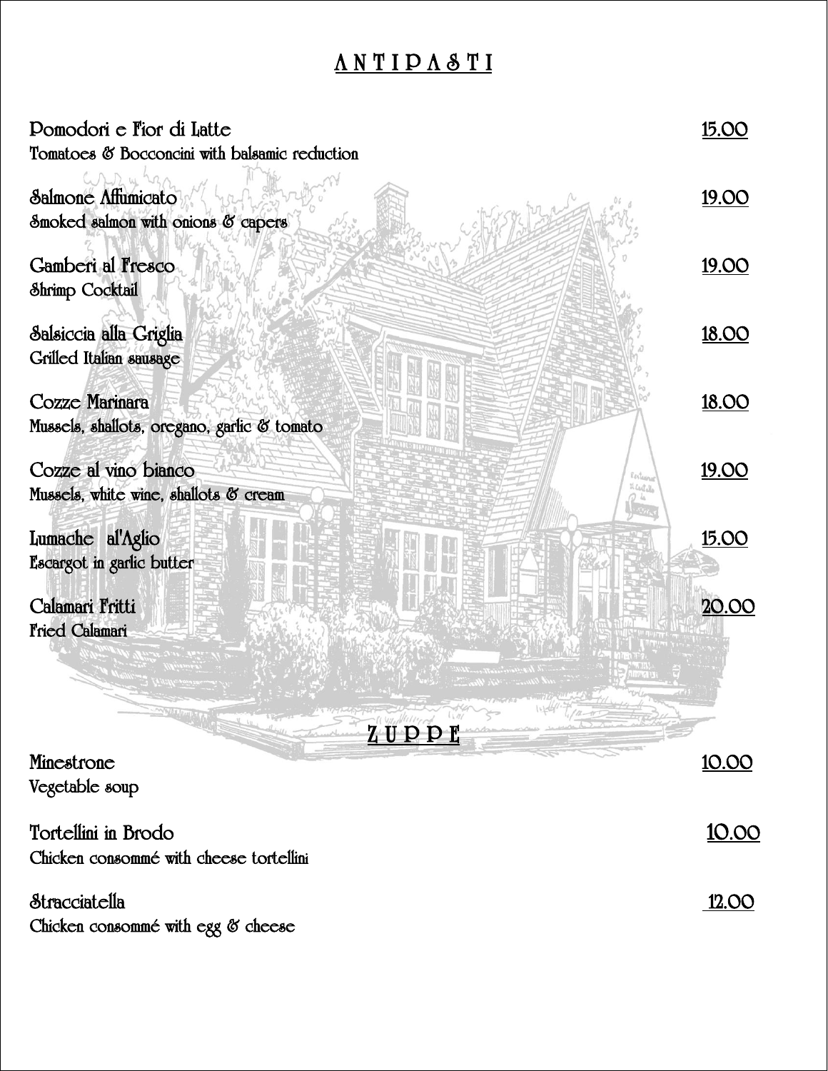# ANTIPASTI

**Pomodori e Fior di Latte** — 15.00
Tomatoes & Bocconcini with balsamic reduction

**Salmone Affumicato** — 19.00
Smoked salmon with onions & capers

**Gamberi al Fresco** — 19.00
Shrimp Cocktail

**Salsiccia alla Griglia** — 18.00
Grilled Italian sausage

**Cozze Marinara** — 18.00
Mussels, shallots, oregano, garlic & tomato

**Cozze al vino bianco** — 19.00
Mussels, white wine, shallots & cream

**Lumache al'Aglio** — 15.00
Escargot in garlic butter

**Calamari Fritti** — 20.00
Fried Calamari

# ZUPPE

**Minestrone** — 10.00
Vegetable soup

**Tortellini in Brodo** — 10.00
Chicken consommé with cheese tortellini

**Stracciatella** — 12.00
Chicken consommé with egg & cheese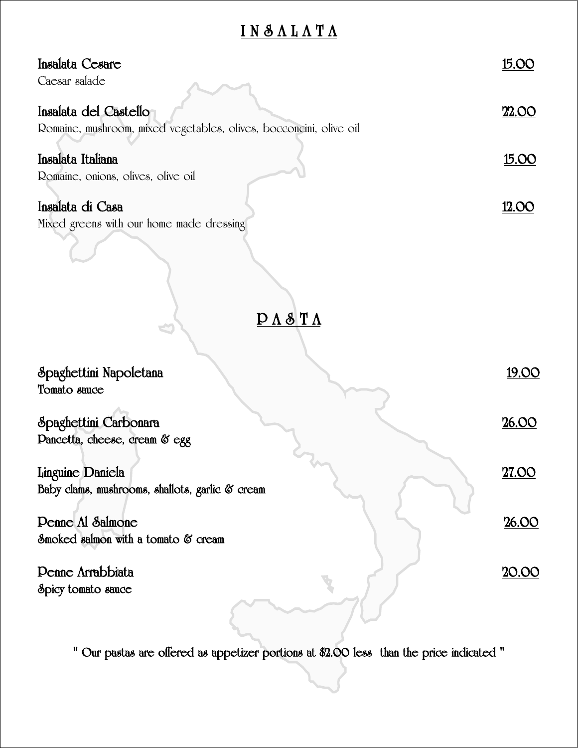## INSALATA

**Insalata Cesare** 15.00
Caesar salade

**Insalata del Castello** 22.00
Romaine, mushroom, mixed vegetables, olives, bocconcini, olive oil

**Insalata Italiana** 15.00
Romaine, onions, olives, olive oil

**Insalata di Casa** 12.00
Mixed greens with our home made dressing

## PASTA

**Spaghettini Napoletana** 19.00
Tomato sauce

**Spaghettini Carbonara** 26.00
Pancetta, cheese, cream & egg

**Linguine Daniela** 27.00
Baby clams, mushrooms, shallots, garlic & cream

**Penne Al Salmone** 26.00
Smoked salmon with a tomato & cream

**Penne Arrabbiata** 20.00
Spicy tomato sauce

" Our pastas are offered as appetizer portions at $2.00 less than the price indicated "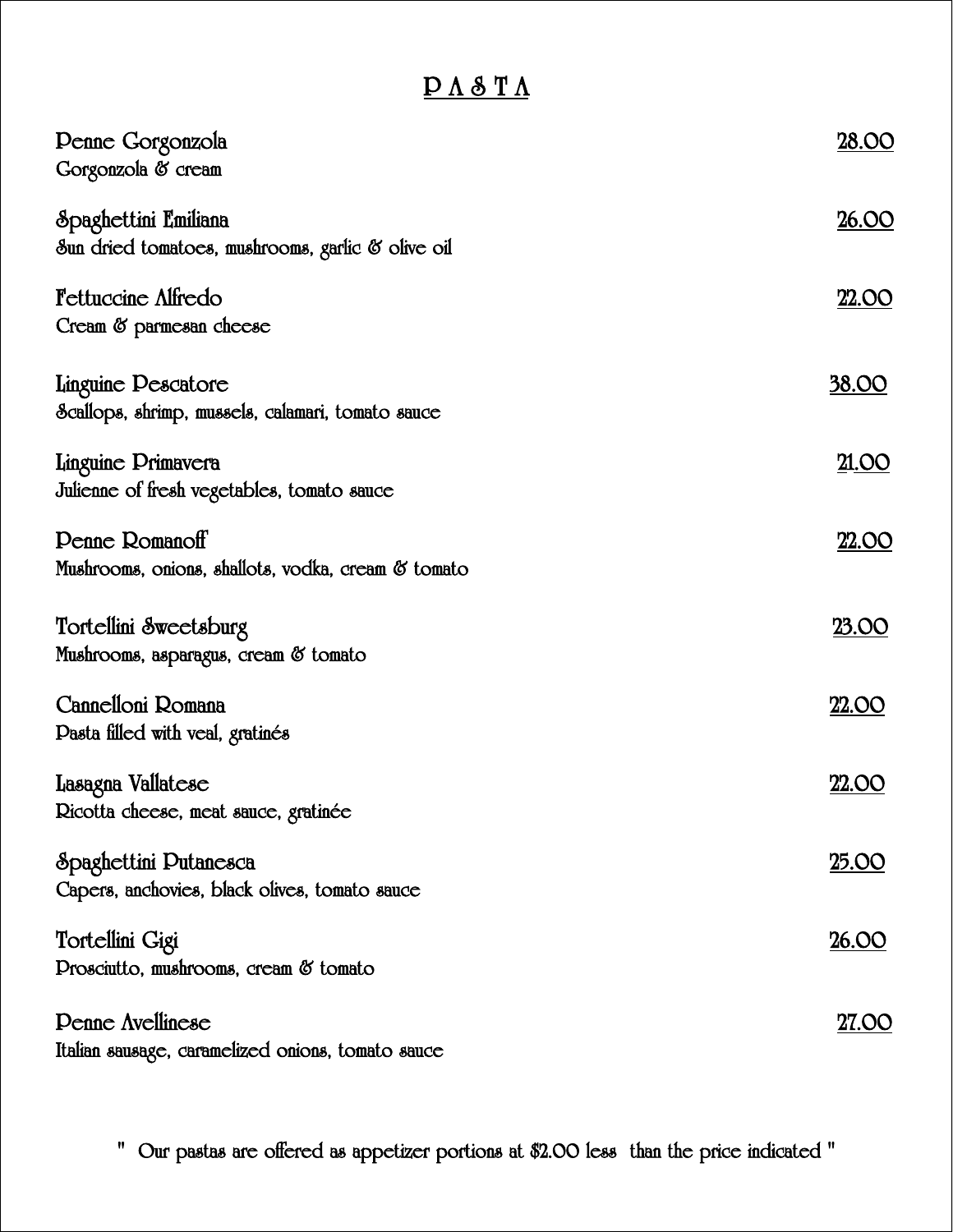# PASTA

**Penne Gorgonzola** — 28.00
Gorgonzola & cream

**Spaghettini Emiliana** — 26.00
Sun dried tomatoes, mushrooms, garlic & olive oil

**Fettuccine Alfredo** — 22.00
Cream & parmesan cheese

**Linguine Pescatore** — 38.00
Scallops, shrimp, mussels, calamari, tomato sauce

**Linguine Primavera** — 21.00
Julienne of fresh vegetables, tomato sauce

**Penne Romanoff** — 22.00
Mushrooms, onions, shallots, vodka, cream & tomato

**Tortellini Sweetsburg** — 23.00
Mushrooms, asparagus, cream & tomato

**Cannelloni Romana** — 22.00
Pasta filled with veal, gratinés

**Lasagna Vallatese** — 22.00
Ricotta cheese, meat sauce, gratinée

**Spaghettini Putanesca** — 25.00
Capers, anchovies, black olives, tomato sauce

**Tortellini Gigi** — 26.00
Prosciutto, mushrooms, cream & tomato

**Penne Avellinese** — 27.00
Italian sausage, caramelized onions, tomato sauce

" Our pastas are offered as appetizer portions at $2.00 less than the price indicated "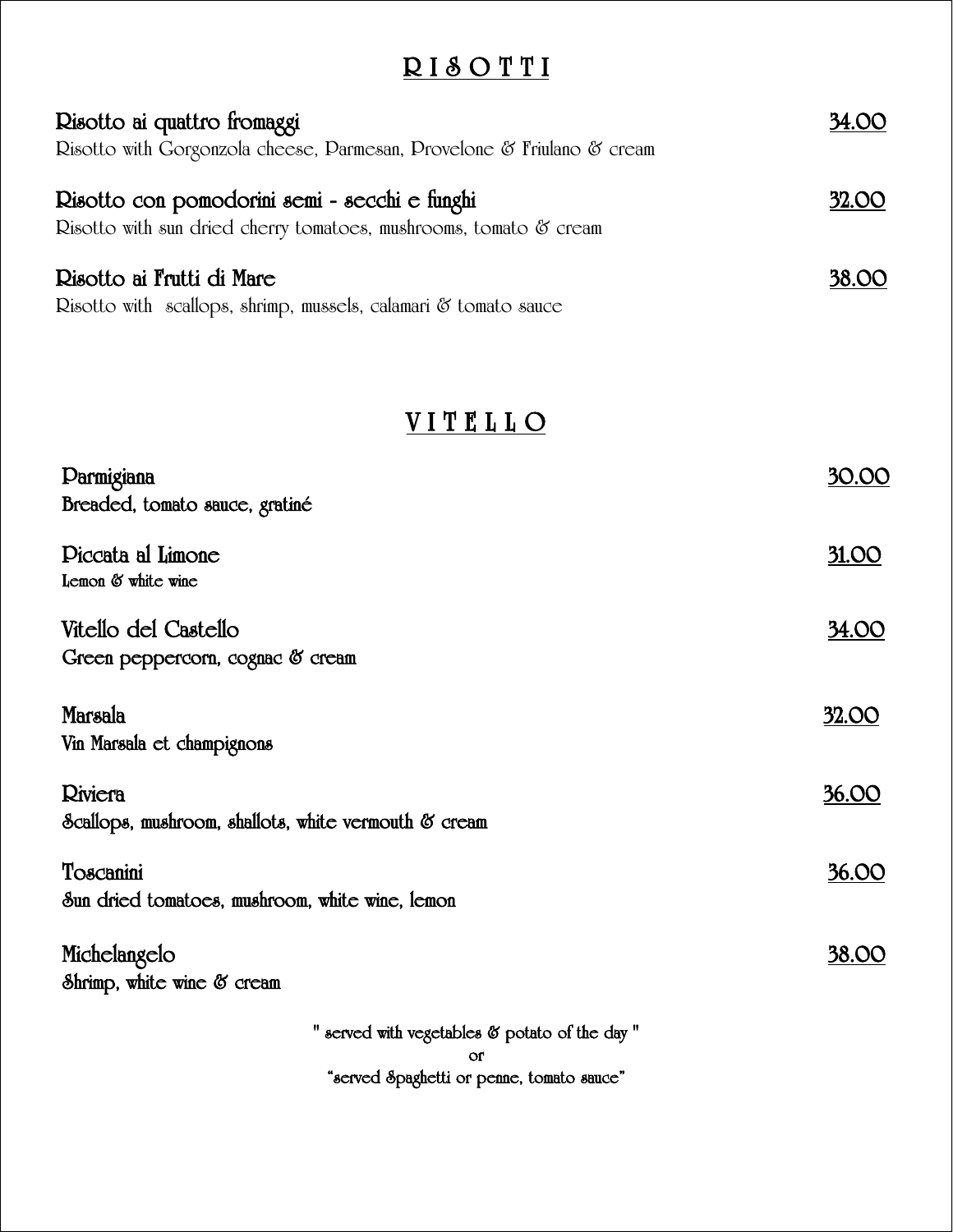## R I S O T T I

**Risotto ai quattro fromaggi** — 34.00
Risotto with Gorgonzola cheese, Parmesan, Provelone & Friulano & cream

**Risotto con pomodorini semi - secchi e funghi** — 32.00
Risotto with sun dried cherry tomatoes, mushrooms, tomato & cream

**Risotto ai Frutti di Mare** — 38.00
Risotto with scallops, shrimp, mussels, calamari & tomato sauce

## V I T E L L O

**Parmigiana** — 30.00
Breaded, tomato sauce, gratiné

**Piccata al Limone** — 31.00
Lemon & white wine

**Vitello del Castello** — 34.00
Green peppercorn, cognac & cream

**Marsala** — 32.00
Vin Marsala et champignons

**Riviera** — 36.00
Scallops, mushroom, shallots, white vermouth & cream

**Toscanini** — 36.00
Sun dried tomatoes, mushroom, white wine, lemon

**Michelangelo** — 38.00
Shrimp, white wine & cream

" served with vegetables & potato of the day "
or
"served Spaghetti or penne, tomato sauce"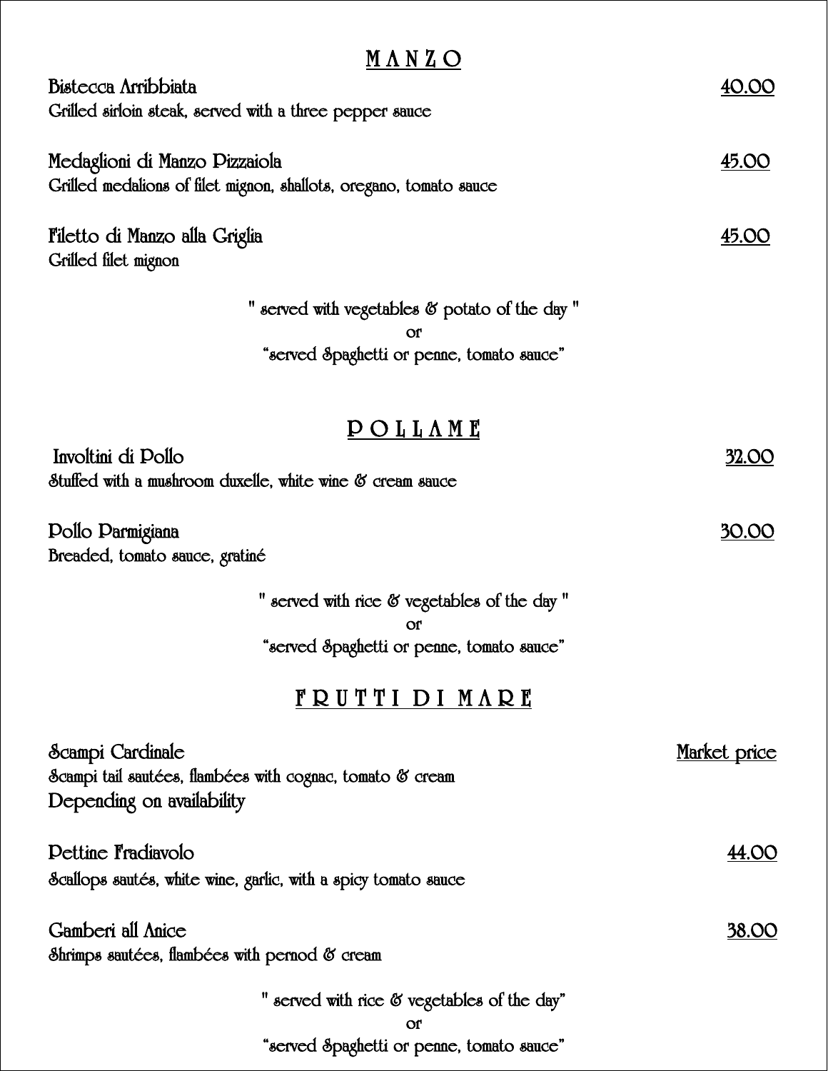## M A N Z O

**Bistecca Arribbiata** 40.00
Grilled sirloin steak, served with a three pepper sauce

**Medaglioni di Manzo Pizzaiola** 45.00
Grilled medalions of filet mignon, shallots, oregano, tomato sauce

**Filetto di Manzo alla Griglia** 45.00
Grilled filet mignon

" served with vegetables & potato of the day "
or
"served Spaghetti or penne, tomato sauce"

## P O L L A M E

**Involtini di Pollo** 32.00
Stuffed with a mushroom duxelle, white wine & cream sauce

**Pollo Parmigiana** 30.00
Breaded, tomato sauce, gratiné

" served with rice & vegetables of the day "
or
"served Spaghetti or penne, tomato sauce"

## F R U T T I D I M A R E

**Scampi Cardinale** Market price
Scampi tail sautées, flambées with cognac, tomato & cream
Depending on availability

**Pettine Fradiavolo** 44.00
Scallops sautés, white wine, garlic, with a spicy tomato sauce

**Gamberi all Anice** 38.00
Shrimps sautées, flambées with pernod & cream

" served with rice & vegetables of the day"
or
"served Spaghetti or penne, tomato sauce"